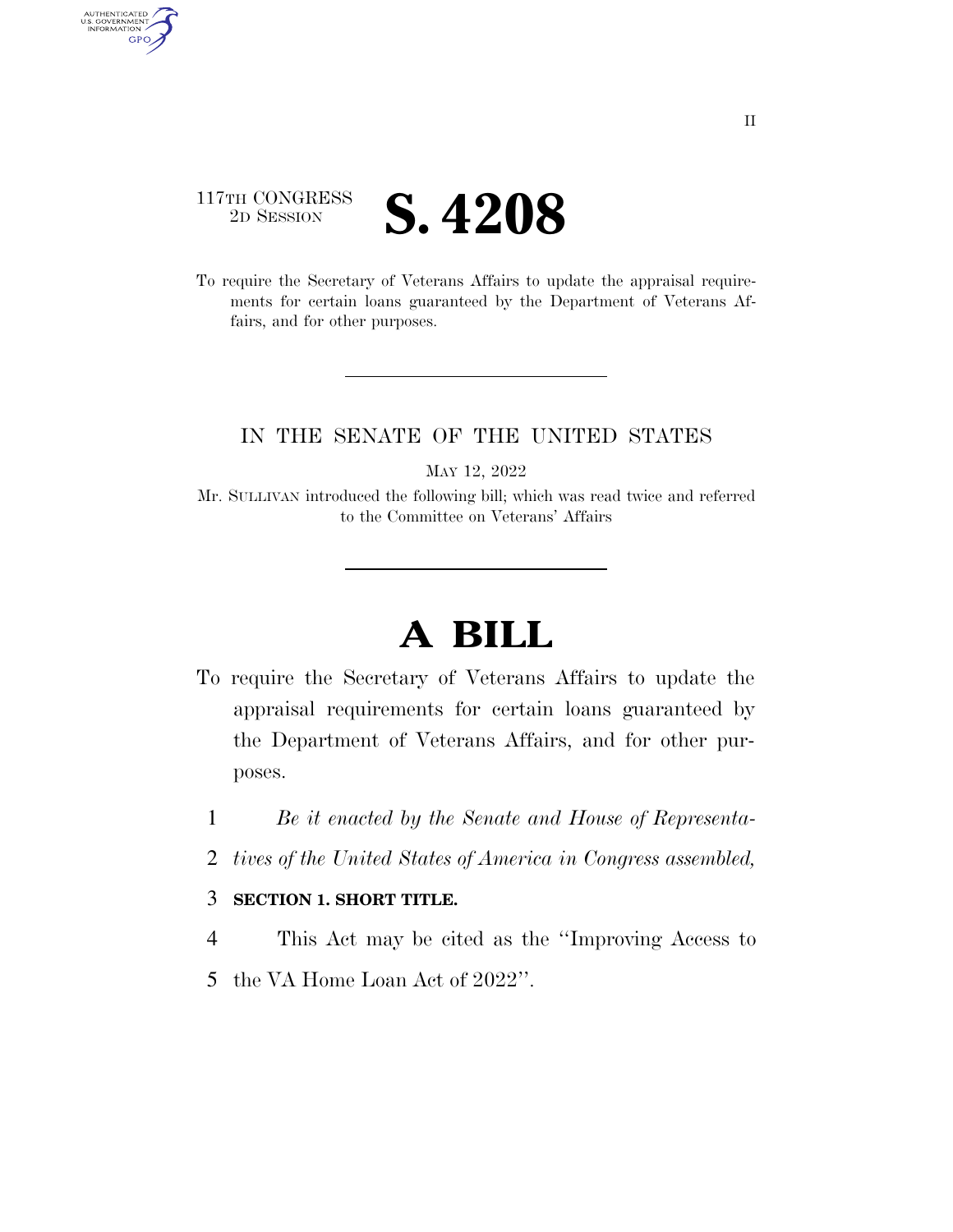117TH CONGRESS
2D SESSION

# S. 4208

To require the Secretary of Veterans Affairs to update the appraisal requirements for certain loans guaranteed by the Department of Veterans Affairs, and for other purposes.

IN THE SENATE OF THE UNITED STATES

MAY 12, 2022

Mr. SULLIVAN introduced the following bill; which was read twice and referred to the Committee on Veterans' Affairs

# A BILL

To require the Secretary of Veterans Affairs to update the appraisal requirements for certain loans guaranteed by the Department of Veterans Affairs, and for other purposes.

1 *Be it enacted by the Senate and House of Representa-*
2 *tives of the United States of America in Congress assembled,*

3 **SECTION 1. SHORT TITLE.**

4 This Act may be cited as the "Improving Access to
5 the VA Home Loan Act of 2022".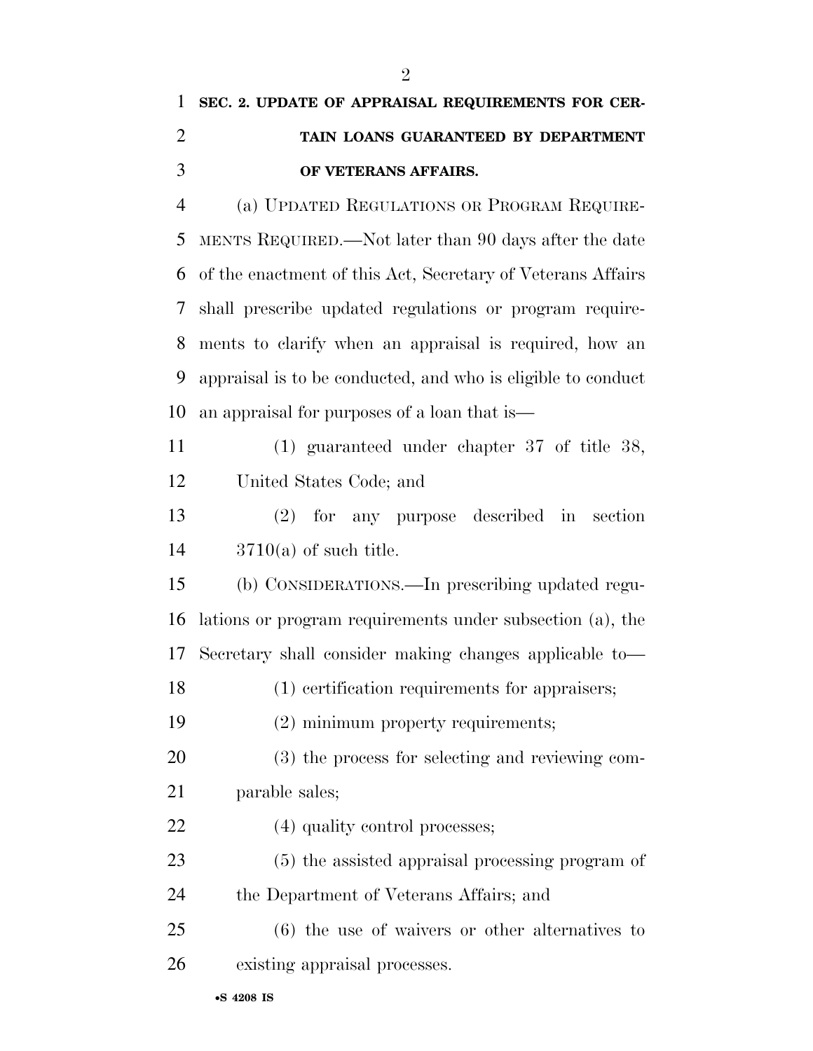**SEC. 2. UPDATE OF APPRAISAL REQUIREMENTS FOR CERTAIN LOANS GUARANTEED BY DEPARTMENT OF VETERANS AFFAIRS.**

(a) UPDATED REGULATIONS OR PROGRAM REQUIREMENTS REQUIRED.—Not later than 90 days after the date of the enactment of this Act, Secretary of Veterans Affairs shall prescribe updated regulations or program requirements to clarify when an appraisal is required, how an appraisal is to be conducted, and who is eligible to conduct an appraisal for purposes of a loan that is—

(1) guaranteed under chapter 37 of title 38, United States Code; and

(2) for any purpose described in section 3710(a) of such title.

(b) CONSIDERATIONS.—In prescribing updated regulations or program requirements under subsection (a), the Secretary shall consider making changes applicable to—

(1) certification requirements for appraisers;

(2) minimum property requirements;

(3) the process for selecting and reviewing comparable sales;

(4) quality control processes;

(5) the assisted appraisal processing program of the Department of Veterans Affairs; and

(6) the use of waivers or other alternatives to existing appraisal processes.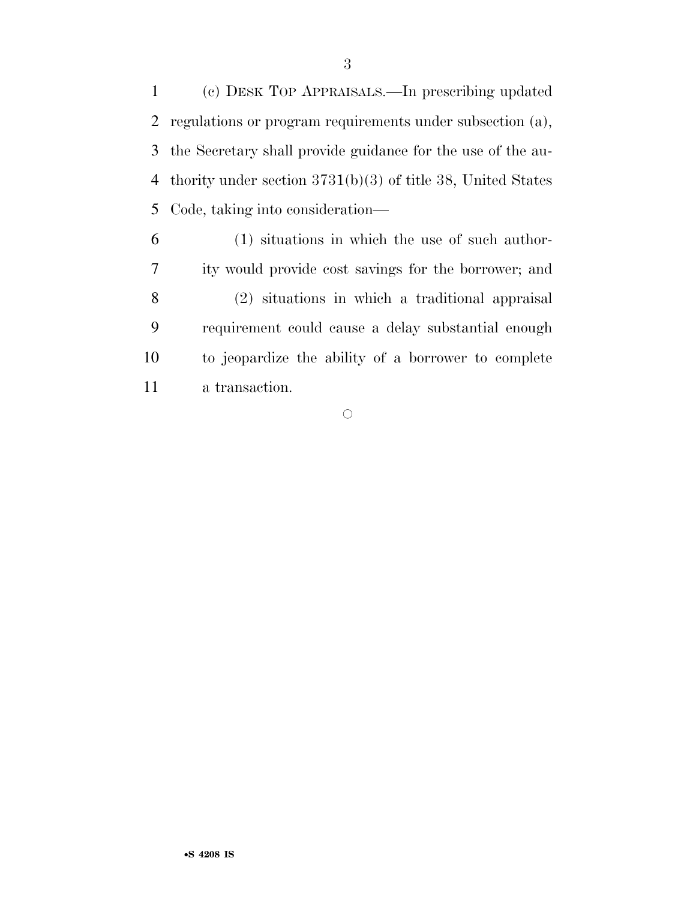(c) DESK TOP APPRAISALS.—In prescribing updated regulations or program requirements under subsection (a), the Secretary shall provide guidance for the use of the authority under section 3731(b)(3) of title 38, United States Code, taking into consideration—

(1) situations in which the use of such authority would provide cost savings for the borrower; and

(2) situations in which a traditional appraisal requirement could cause a delay substantial enough to jeopardize the ability of a borrower to complete a transaction.

○